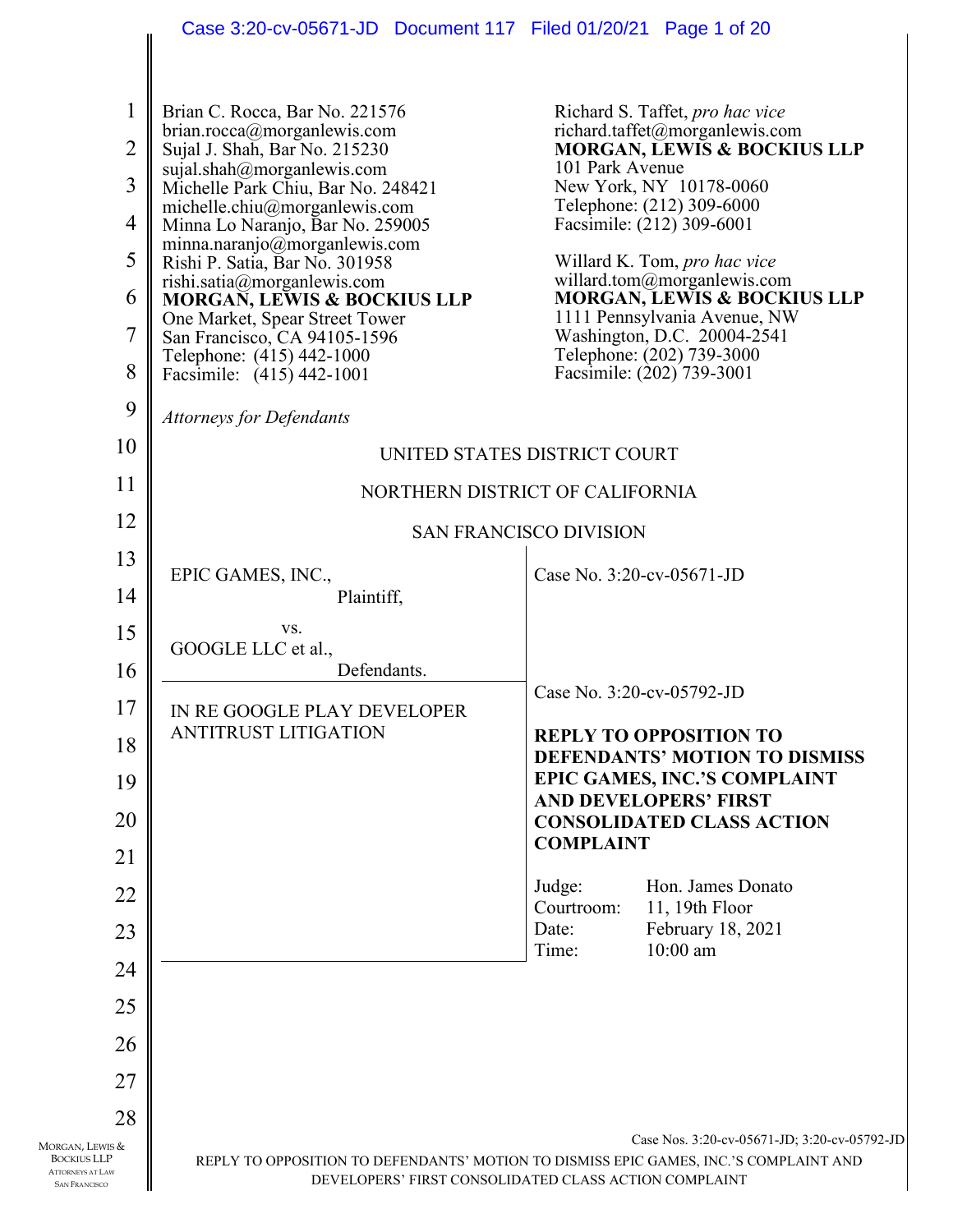Brian C. Rocca, Bar No. 221576
brian.rocca@morganlewis.com
Sujal J. Shah, Bar No. 215230
sujal.shah@morganlewis.com
Michelle Park Chiu, Bar No. 248421
michelle.chiu@morganlewis.com
Minna Lo Naranjo, Bar No. 259005
minna.naranjo@morganlewis.com
Rishi P. Satia, Bar No. 301958
rishi.satia@morganlewis.com
**MORGAN, LEWIS & BOCKIUS LLP**
One Market, Spear Street Tower
San Francisco, CA 94105-1596
Telephone: (415) 442-1000
Facsimile: (415) 442-1001

Richard S. Taffet, *pro hac vice*
richard.taffet@morganlewis.com
**MORGAN, LEWIS & BOCKIUS LLP**
101 Park Avenue
New York, NY 10178-0060
Telephone: (212) 309-6000
Facsimile: (212) 309-6001

Willard K. Tom, *pro hac vice*
willard.tom@morganlewis.com
**MORGAN, LEWIS & BOCKIUS LLP**
1111 Pennsylvania Avenue, NW
Washington, D.C. 20004-2541
Telephone: (202) 739-3000
Facsimile: (202) 739-3001

*Attorneys for Defendants*

UNITED STATES DISTRICT COURT

NORTHERN DISTRICT OF CALIFORNIA

SAN FRANCISCO DIVISION

| | |
|---|---|
| EPIC GAMES, INC.,<br>Plaintiff,<br><br>vs.<br>GOOGLE LLC et al.,<br>Defendants. | Case No. 3:20-cv-05671-JD |
| IN RE GOOGLE PLAY DEVELOPER ANTITRUST LITIGATION | Case No. 3:20-cv-05792-JD<br><br>**REPLY TO OPPOSITION TO DEFENDANTS' MOTION TO DISMISS EPIC GAMES, INC.'S COMPLAINT AND DEVELOPERS' FIRST CONSOLIDATED CLASS ACTION COMPLAINT**<br><br>Judge: Hon. James Donato<br>Courtroom: 11, 19th Floor<br>Date: February 18, 2021<br>Time: 10:00 am |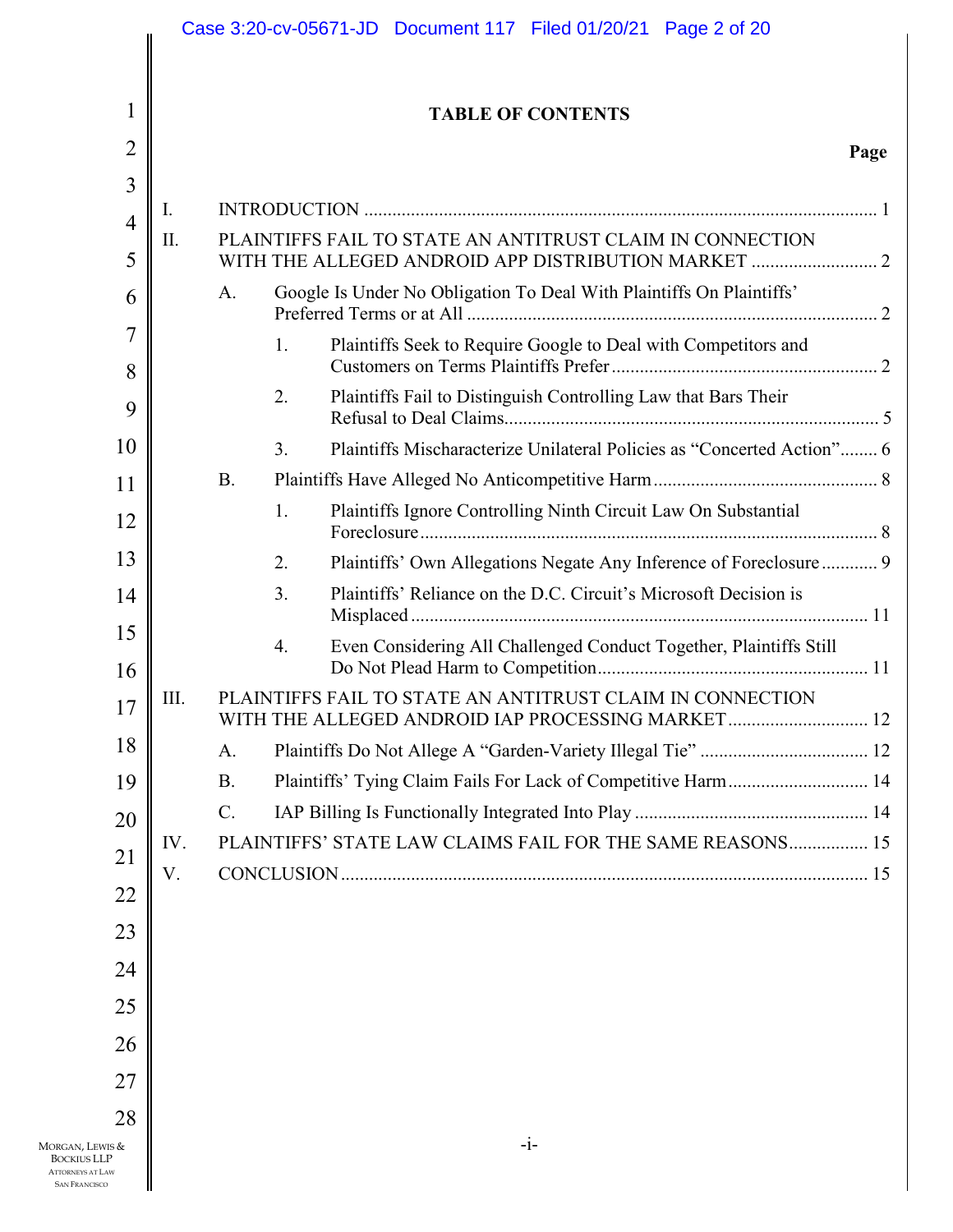# TABLE OF CONTENTS

**Page**

I. INTRODUCTION ..... 1

II. PLAINTIFFS FAIL TO STATE AN ANTITRUST CLAIM IN CONNECTION WITH THE ALLEGED ANDROID APP DISTRIBUTION MARKET ..... 2

- A. Google Is Under No Obligation To Deal With Plaintiffs On Plaintiffs' Preferred Terms or at All ..... 2
  - 1. Plaintiffs Seek to Require Google to Deal with Competitors and Customers on Terms Plaintiffs Prefer ..... 2
  - 2. Plaintiffs Fail to Distinguish Controlling Law that Bars Their Refusal to Deal Claims ..... 5
  - 3. Plaintiffs Mischaracterize Unilateral Policies as "Concerted Action" ..... 6
- B. Plaintiffs Have Alleged No Anticompetitive Harm ..... 8
  - 1. Plaintiffs Ignore Controlling Ninth Circuit Law On Substantial Foreclosure ..... 8
  - 2. Plaintiffs' Own Allegations Negate Any Inference of Foreclosure ..... 9
  - 3. Plaintiffs' Reliance on the D.C. Circuit's Microsoft Decision is Misplaced ..... 11
  - 4. Even Considering All Challenged Conduct Together, Plaintiffs Still Do Not Plead Harm to Competition ..... 11

III. PLAINTIFFS FAIL TO STATE AN ANTITRUST CLAIM IN CONNECTION WITH THE ALLEGED ANDROID IAP PROCESSING MARKET ..... 12

- A. Plaintiffs Do Not Allege A "Garden-Variety Illegal Tie" ..... 12
- B. Plaintiffs' Tying Claim Fails For Lack of Competitive Harm ..... 14
- C. IAP Billing Is Functionally Integrated Into Play ..... 14

IV. PLAINTIFFS' STATE LAW CLAIMS FAIL FOR THE SAME REASONS ..... 15

V. CONCLUSION ..... 15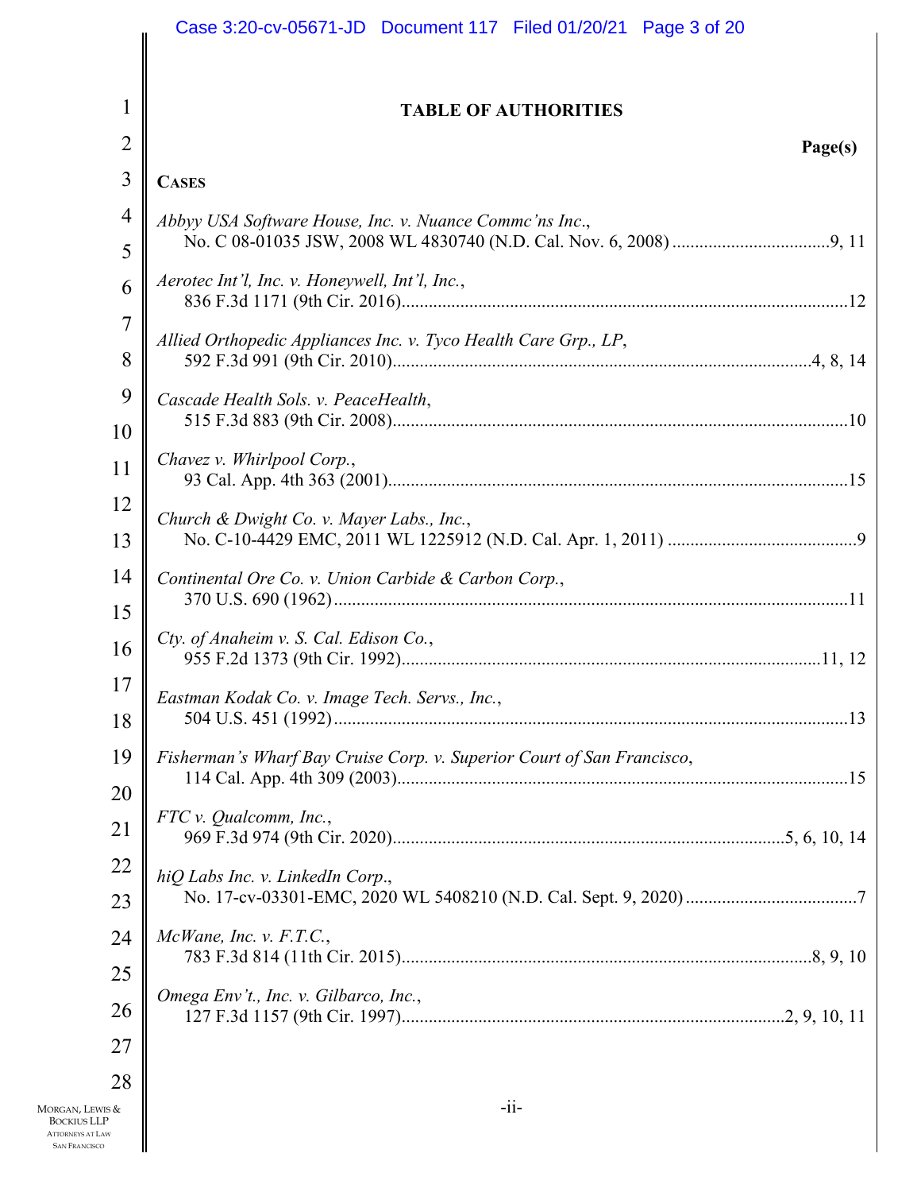## TABLE OF AUTHORITIES

**Page(s)**

**CASES**

*Abbyy USA Software House, Inc. v. Nuance Commc'ns Inc.*,
No. C 08-01035 JSW, 2008 WL 4830740 (N.D. Cal. Nov. 6, 2008) .....9, 11

*Aerotec Int'l, Inc. v. Honeywell, Int'l, Inc.*,
836 F.3d 1171 (9th Cir. 2016).....12

*Allied Orthopedic Appliances Inc. v. Tyco Health Care Grp., LP*,
592 F.3d 991 (9th Cir. 2010).....4, 8, 14

*Cascade Health Sols. v. PeaceHealth*,
515 F.3d 883 (9th Cir. 2008).....10

*Chavez v. Whirlpool Corp.*,
93 Cal. App. 4th 363 (2001).....15

*Church & Dwight Co. v. Mayer Labs., Inc.*,
No. C-10-4429 EMC, 2011 WL 1225912 (N.D. Cal. Apr. 1, 2011) .....9

*Continental Ore Co. v. Union Carbide & Carbon Corp.*,
370 U.S. 690 (1962).....11

*Cty. of Anaheim v. S. Cal. Edison Co.*,
955 F.2d 1373 (9th Cir. 1992).....11, 12

*Eastman Kodak Co. v. Image Tech. Servs., Inc.*,
504 U.S. 451 (1992).....13

*Fisherman's Wharf Bay Cruise Corp. v. Superior Court of San Francisco*,
114 Cal. App. 4th 309 (2003).....15

*FTC v. Qualcomm, Inc.*,
969 F.3d 974 (9th Cir. 2020).....5, 6, 10, 14

*hiQ Labs Inc. v. LinkedIn Corp.*,
No. 17-cv-03301-EMC, 2020 WL 5408210 (N.D. Cal. Sept. 9, 2020) .....7

*McWane, Inc. v. F.T.C.*,
783 F.3d 814 (11th Cir. 2015).....8, 9, 10

*Omega Env't., Inc. v. Gilbarco, Inc.*,
127 F.3d 1157 (9th Cir. 1997).....2, 9, 10, 11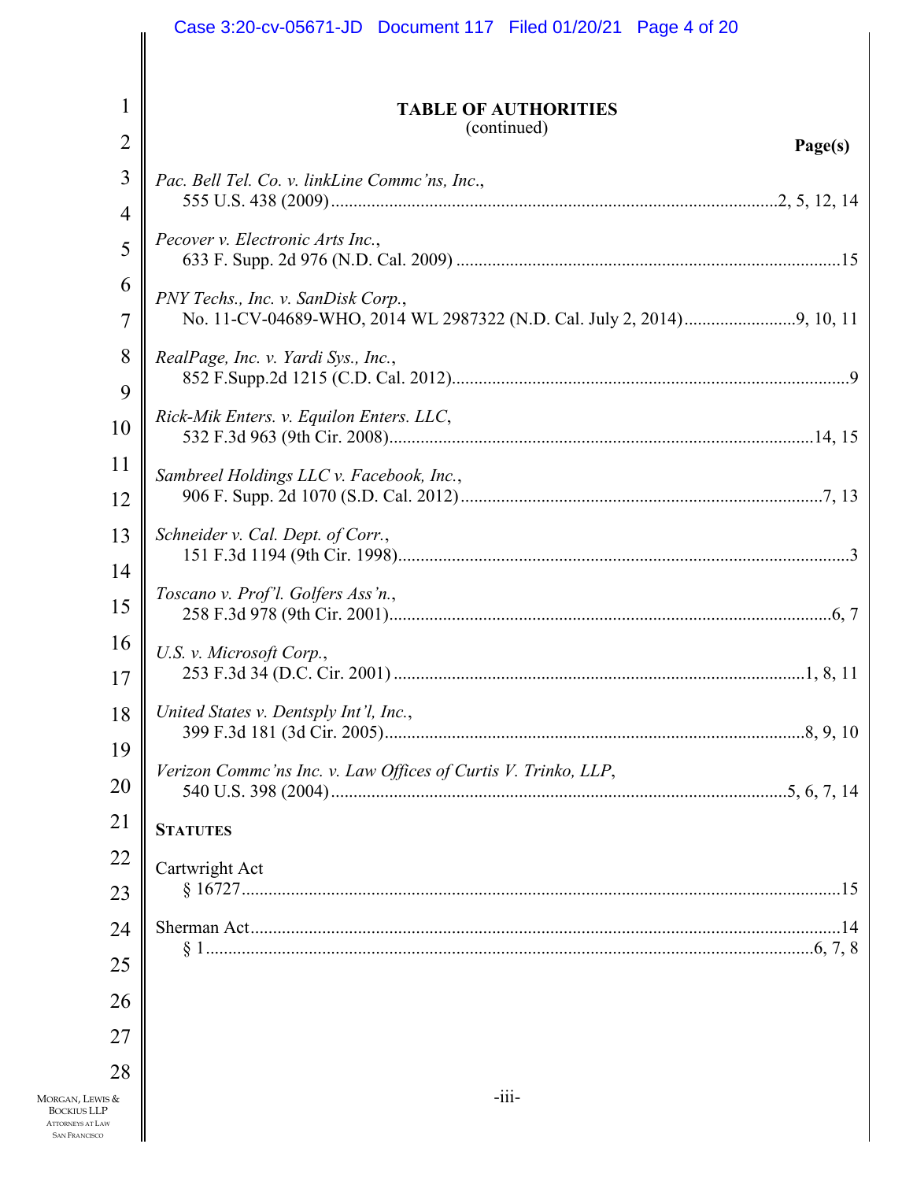**TABLE OF AUTHORITIES**
(continued)

**Page(s)**

*Pac. Bell Tel. Co. v. linkLine Commc'ns, Inc.*,
555 U.S. 438 (2009) .......... 2, 5, 12, 14

*Pecover v. Electronic Arts Inc.*,
633 F. Supp. 2d 976 (N.D. Cal. 2009) .......... 15

*PNY Techs., Inc. v. SanDisk Corp.*,
No. 11-CV-04689-WHO, 2014 WL 2987322 (N.D. Cal. July 2, 2014) .......... 9, 10, 11

*RealPage, Inc. v. Yardi Sys., Inc.*,
852 F.Supp.2d 1215 (C.D. Cal. 2012) .......... 9

*Rick-Mik Enters. v. Equilon Enters. LLC*,
532 F.3d 963 (9th Cir. 2008) .......... 14, 15

*Sambreel Holdings LLC v. Facebook, Inc.*,
906 F. Supp. 2d 1070 (S.D. Cal. 2012) .......... 7, 13

*Schneider v. Cal. Dept. of Corr.*,
151 F.3d 1194 (9th Cir. 1998) .......... 3

*Toscano v. Prof'l. Golfers Ass'n.*,
258 F.3d 978 (9th Cir. 2001) .......... 6, 7

*U.S. v. Microsoft Corp.*,
253 F.3d 34 (D.C. Cir. 2001) .......... 1, 8, 11

*United States v. Dentsply Int'l, Inc.*,
399 F.3d 181 (3d Cir. 2005) .......... 8, 9, 10

*Verizon Commc'ns Inc. v. Law Offices of Curtis V. Trinko, LLP*,
540 U.S. 398 (2004) .......... 5, 6, 7, 14

**STATUTES**

Cartwright Act
§ 16727 .......... 15

Sherman Act .......... 14
§ 1 .......... 6, 7, 8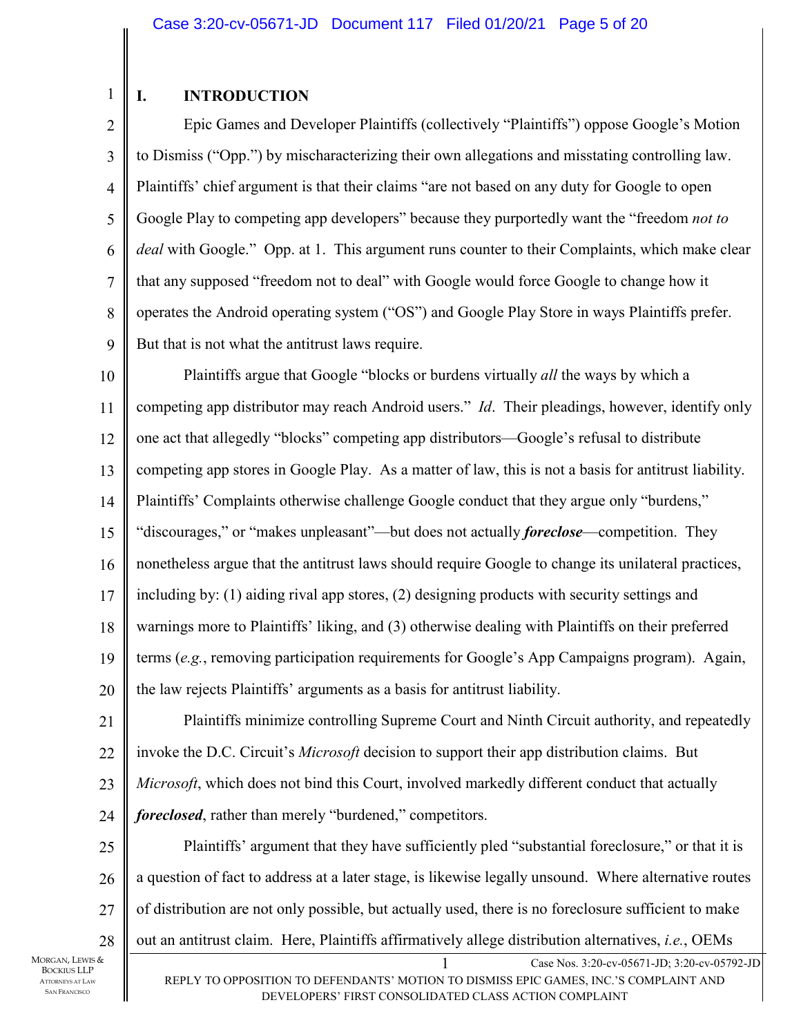## I. INTRODUCTION

Epic Games and Developer Plaintiffs (collectively "Plaintiffs") oppose Google's Motion to Dismiss ("Opp.") by mischaracterizing their own allegations and misstating controlling law. Plaintiffs' chief argument is that their claims "are not based on any duty for Google to open Google Play to competing app developers" because they purportedly want the "freedom *not to deal* with Google." Opp. at 1. This argument runs counter to their Complaints, which make clear that any supposed "freedom not to deal" with Google would force Google to change how it operates the Android operating system ("OS") and Google Play Store in ways Plaintiffs prefer. But that is not what the antitrust laws require.

Plaintiffs argue that Google "blocks or burdens virtually *all* the ways by which a competing app distributor may reach Android users." *Id*. Their pleadings, however, identify only one act that allegedly "blocks" competing app distributors—Google's refusal to distribute competing app stores in Google Play. As a matter of law, this is not a basis for antitrust liability. Plaintiffs' Complaints otherwise challenge Google conduct that they argue only "burdens," "discourages," or "makes unpleasant"—but does not actually ***foreclose***—competition. They nonetheless argue that the antitrust laws should require Google to change its unilateral practices, including by: (1) aiding rival app stores, (2) designing products with security settings and warnings more to Plaintiffs' liking, and (3) otherwise dealing with Plaintiffs on their preferred terms (*e.g.*, removing participation requirements for Google's App Campaigns program). Again, the law rejects Plaintiffs' arguments as a basis for antitrust liability.

Plaintiffs minimize controlling Supreme Court and Ninth Circuit authority, and repeatedly invoke the D.C. Circuit's *Microsoft* decision to support their app distribution claims. But *Microsoft*, which does not bind this Court, involved markedly different conduct that actually ***foreclosed***, rather than merely "burdened," competitors.

Plaintiffs' argument that they have sufficiently pled "substantial foreclosure," or that it is a question of fact to address at a later stage, is likewise legally unsound. Where alternative routes of distribution are not only possible, but actually used, there is no foreclosure sufficient to make out an antitrust claim. Here, Plaintiffs affirmatively allege distribution alternatives, *i.e.*, OEMs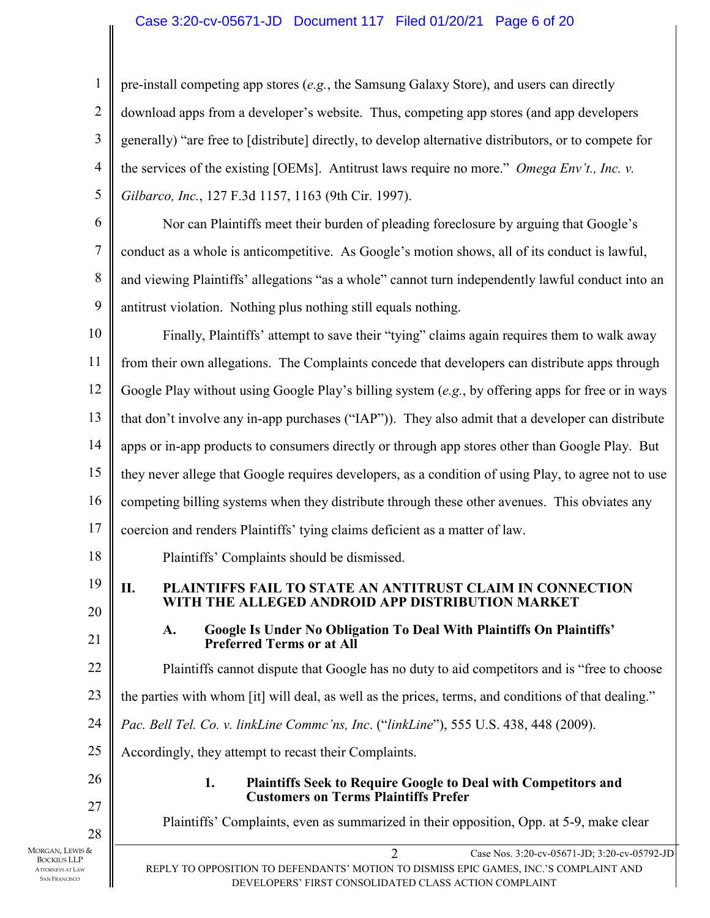pre-install competing app stores (*e.g.*, the Samsung Galaxy Store), and users can directly download apps from a developer's website. Thus, competing app stores (and app developers generally) "are free to [distribute] directly, to develop alternative distributors, or to compete for the services of the existing [OEMs]. Antitrust laws require no more." *Omega Env't., Inc. v. Gilbarco, Inc.*, 127 F.3d 1157, 1163 (9th Cir. 1997).

Nor can Plaintiffs meet their burden of pleading foreclosure by arguing that Google's conduct as a whole is anticompetitive. As Google's motion shows, all of its conduct is lawful, and viewing Plaintiffs' allegations "as a whole" cannot turn independently lawful conduct into an antitrust violation. Nothing plus nothing still equals nothing.

Finally, Plaintiffs' attempt to save their "tying" claims again requires them to walk away from their own allegations. The Complaints concede that developers can distribute apps through Google Play without using Google Play's billing system (*e.g.*, by offering apps for free or in ways that don't involve any in-app purchases ("IAP")). They also admit that a developer can distribute apps or in-app products to consumers directly or through app stores other than Google Play. But they never allege that Google requires developers, as a condition of using Play, to agree not to use competing billing systems when they distribute through these other avenues. This obviates any coercion and renders Plaintiffs' tying claims deficient as a matter of law.

Plaintiffs' Complaints should be dismissed.

## II. PLAINTIFFS FAIL TO STATE AN ANTITRUST CLAIM IN CONNECTION WITH THE ALLEGED ANDROID APP DISTRIBUTION MARKET

### A. Google Is Under No Obligation To Deal With Plaintiffs On Plaintiffs' Preferred Terms or at All

Plaintiffs cannot dispute that Google has no duty to aid competitors and is "free to choose the parties with whom [it] will deal, as well as the prices, terms, and conditions of that dealing." *Pac. Bell Tel. Co. v. linkLine Commc'ns, Inc.* ("*linkLine*"), 555 U.S. 438, 448 (2009). Accordingly, they attempt to recast their Complaints.

#### 1. Plaintiffs Seek to Require Google to Deal with Competitors and Customers on Terms Plaintiffs Prefer

Plaintiffs' Complaints, even as summarized in their opposition, Opp. at 5-9, make clear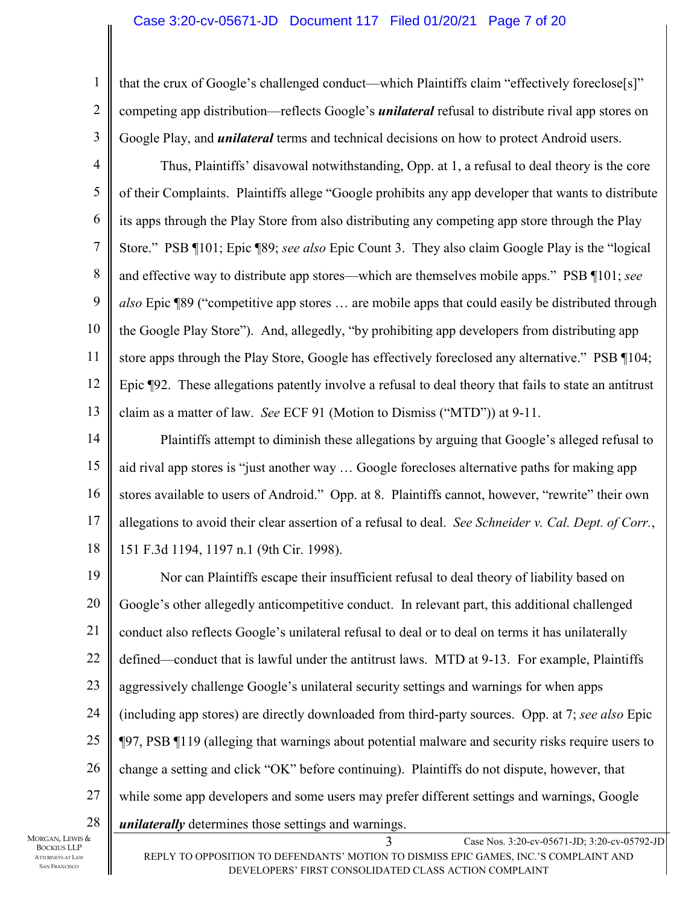that the crux of Google's challenged conduct—which Plaintiffs claim "effectively foreclose[s]" competing app distribution—reflects Google's ***unilateral*** refusal to distribute rival app stores on Google Play, and ***unilateral*** terms and technical decisions on how to protect Android users.

Thus, Plaintiffs' disavowal notwithstanding, Opp. at 1, a refusal to deal theory is the core of their Complaints. Plaintiffs allege "Google prohibits any app developer that wants to distribute its apps through the Play Store from also distributing any competing app store through the Play Store." PSB ¶101; Epic ¶89; *see also* Epic Count 3. They also claim Google Play is the "logical and effective way to distribute app stores—which are themselves mobile apps." PSB ¶101; *see also* Epic ¶89 ("competitive app stores … are mobile apps that could easily be distributed through the Google Play Store"). And, allegedly, "by prohibiting app developers from distributing app store apps through the Play Store, Google has effectively foreclosed any alternative." PSB ¶104; Epic ¶92. These allegations patently involve a refusal to deal theory that fails to state an antitrust claim as a matter of law. *See* ECF 91 (Motion to Dismiss ("MTD")) at 9-11.

Plaintiffs attempt to diminish these allegations by arguing that Google's alleged refusal to aid rival app stores is "just another way … Google forecloses alternative paths for making app stores available to users of Android." Opp. at 8. Plaintiffs cannot, however, "rewrite" their own allegations to avoid their clear assertion of a refusal to deal. *See Schneider v. Cal. Dept. of Corr.*, 151 F.3d 1194, 1197 n.1 (9th Cir. 1998).

Nor can Plaintiffs escape their insufficient refusal to deal theory of liability based on Google's other allegedly anticompetitive conduct. In relevant part, this additional challenged conduct also reflects Google's unilateral refusal to deal or to deal on terms it has unilaterally defined—conduct that is lawful under the antitrust laws. MTD at 9-13. For example, Plaintiffs aggressively challenge Google's unilateral security settings and warnings for when apps (including app stores) are directly downloaded from third-party sources. Opp. at 7; *see also* Epic ¶97, PSB ¶119 (alleging that warnings about potential malware and security risks require users to change a setting and click "OK" before continuing). Plaintiffs do not dispute, however, that while some app developers and some users may prefer different settings and warnings, Google ***unilaterally*** determines those settings and warnings.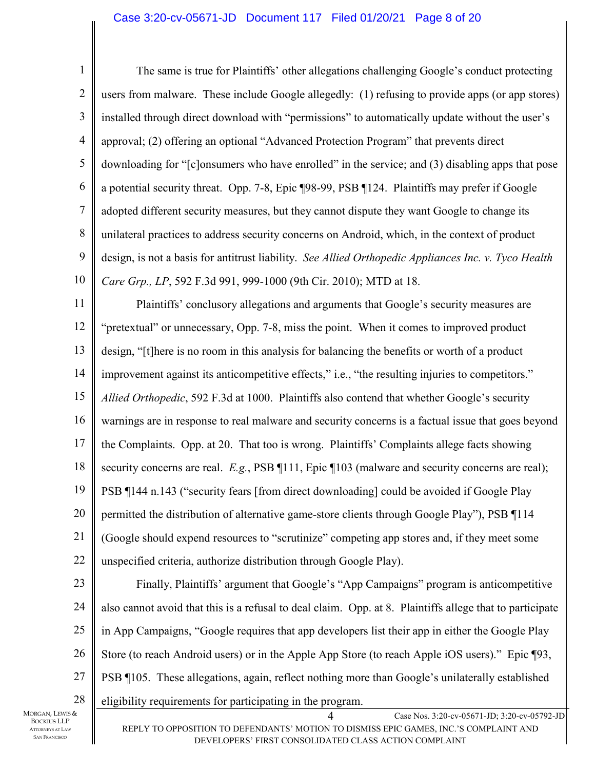The same is true for Plaintiffs' other allegations challenging Google's conduct protecting users from malware. These include Google allegedly: (1) refusing to provide apps (or app stores) installed through direct download with "permissions" to automatically update without the user's approval; (2) offering an optional "Advanced Protection Program" that prevents direct downloading for "[c]onsumers who have enrolled" in the service; and (3) disabling apps that pose a potential security threat. Opp. 7-8, Epic ¶98-99, PSB ¶124. Plaintiffs may prefer if Google adopted different security measures, but they cannot dispute they want Google to change its unilateral practices to address security concerns on Android, which, in the context of product design, is not a basis for antitrust liability. *See Allied Orthopedic Appliances Inc. v. Tyco Health Care Grp., LP*, 592 F.3d 991, 999-1000 (9th Cir. 2010); MTD at 18.

Plaintiffs' conclusory allegations and arguments that Google's security measures are "pretextual" or unnecessary, Opp. 7-8, miss the point. When it comes to improved product design, "[t]here is no room in this analysis for balancing the benefits or worth of a product improvement against its anticompetitive effects," i.e., "the resulting injuries to competitors." *Allied Orthopedic*, 592 F.3d at 1000. Plaintiffs also contend that whether Google's security warnings are in response to real malware and security concerns is a factual issue that goes beyond the Complaints. Opp. at 20. That too is wrong. Plaintiffs' Complaints allege facts showing security concerns are real. *E.g.*, PSB ¶111, Epic ¶103 (malware and security concerns are real); PSB ¶144 n.143 ("security fears [from direct downloading] could be avoided if Google Play permitted the distribution of alternative game-store clients through Google Play"), PSB ¶114 (Google should expend resources to "scrutinize" competing app stores and, if they meet some unspecified criteria, authorize distribution through Google Play).

Finally, Plaintiffs' argument that Google's "App Campaigns" program is anticompetitive also cannot avoid that this is a refusal to deal claim. Opp. at 8. Plaintiffs allege that to participate in App Campaigns, "Google requires that app developers list their app in either the Google Play Store (to reach Android users) or in the Apple App Store (to reach Apple iOS users)." Epic ¶93, PSB ¶105. These allegations, again, reflect nothing more than Google's unilaterally established eligibility requirements for participating in the program.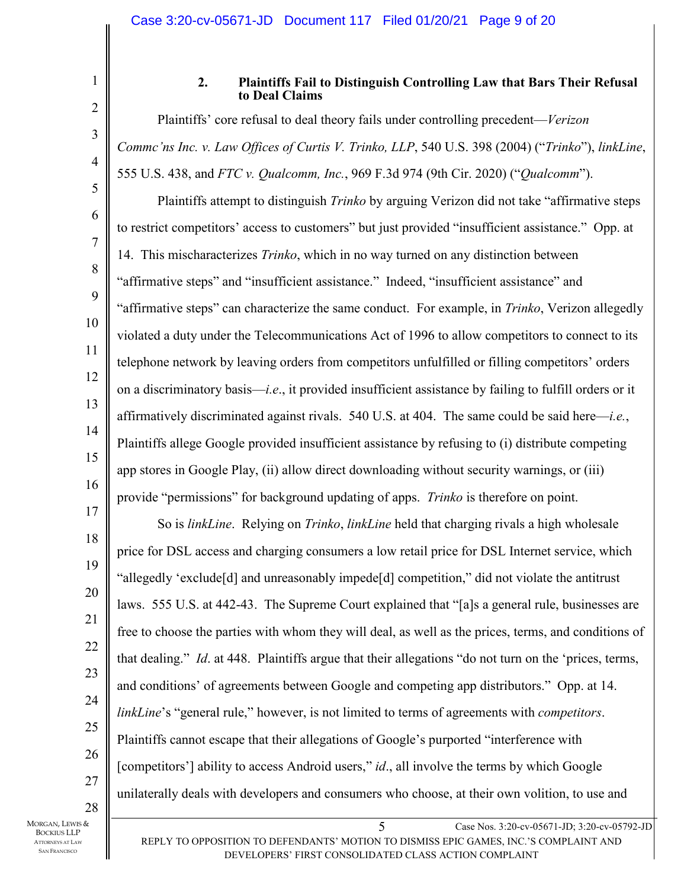### 2. Plaintiffs Fail to Distinguish Controlling Law that Bars Their Refusal to Deal Claims

Plaintiffs' core refusal to deal theory fails under controlling precedent—*Verizon Commc'ns Inc. v. Law Offices of Curtis V. Trinko, LLP*, 540 U.S. 398 (2004) ("*Trinko*"), *linkLine*, 555 U.S. 438, and *FTC v. Qualcomm, Inc.*, 969 F.3d 974 (9th Cir. 2020) ("*Qualcomm*").

Plaintiffs attempt to distinguish *Trinko* by arguing Verizon did not take "affirmative steps to restrict competitors' access to customers" but just provided "insufficient assistance." Opp. at 14. This mischaracterizes *Trinko*, which in no way turned on any distinction between "affirmative steps" and "insufficient assistance." Indeed, "insufficient assistance" and "affirmative steps" can characterize the same conduct. For example, in *Trinko*, Verizon allegedly violated a duty under the Telecommunications Act of 1996 to allow competitors to connect to its telephone network by leaving orders from competitors unfulfilled or filling competitors' orders on a discriminatory basis—*i.e*., it provided insufficient assistance by failing to fulfill orders or it affirmatively discriminated against rivals. 540 U.S. at 404. The same could be said here—*i.e.*, Plaintiffs allege Google provided insufficient assistance by refusing to (i) distribute competing app stores in Google Play, (ii) allow direct downloading without security warnings, or (iii) provide "permissions" for background updating of apps. *Trinko* is therefore on point.

So is *linkLine*. Relying on *Trinko*, *linkLine* held that charging rivals a high wholesale price for DSL access and charging consumers a low retail price for DSL Internet service, which "allegedly 'exclude[d] and unreasonably impede[d] competition," did not violate the antitrust laws. 555 U.S. at 442-43. The Supreme Court explained that "[a]s a general rule, businesses are free to choose the parties with whom they will deal, as well as the prices, terms, and conditions of that dealing." *Id*. at 448. Plaintiffs argue that their allegations "do not turn on the 'prices, terms, and conditions' of agreements between Google and competing app distributors." Opp. at 14. *linkLine*'s "general rule," however, is not limited to terms of agreements with *competitors*. Plaintiffs cannot escape that their allegations of Google's purported "interference with [competitors'] ability to access Android users," *id*., all involve the terms by which Google unilaterally deals with developers and consumers who choose, at their own volition, to use and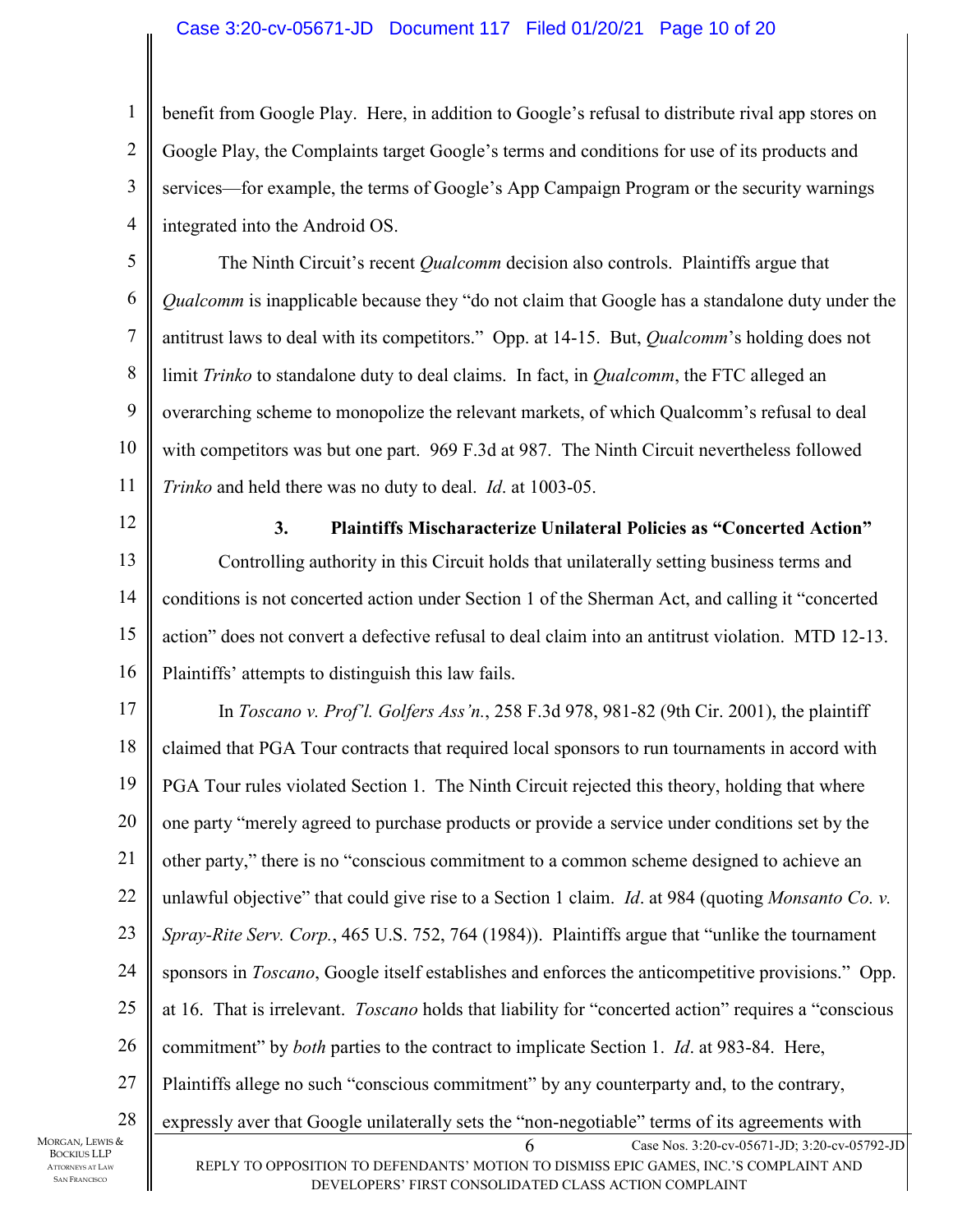benefit from Google Play. Here, in addition to Google's refusal to distribute rival app stores on Google Play, the Complaints target Google's terms and conditions for use of its products and services—for example, the terms of Google's App Campaign Program or the security warnings integrated into the Android OS.

The Ninth Circuit's recent *Qualcomm* decision also controls. Plaintiffs argue that *Qualcomm* is inapplicable because they "do not claim that Google has a standalone duty under the antitrust laws to deal with its competitors." Opp. at 14-15. But, *Qualcomm*'s holding does not limit *Trinko* to standalone duty to deal claims. In fact, in *Qualcomm*, the FTC alleged an overarching scheme to monopolize the relevant markets, of which Qualcomm's refusal to deal with competitors was but one part. 969 F.3d at 987. The Ninth Circuit nevertheless followed *Trinko* and held there was no duty to deal. *Id*. at 1003-05.

### 3. Plaintiffs Mischaracterize Unilateral Policies as "Concerted Action"

Controlling authority in this Circuit holds that unilaterally setting business terms and conditions is not concerted action under Section 1 of the Sherman Act, and calling it "concerted action" does not convert a defective refusal to deal claim into an antitrust violation. MTD 12-13. Plaintiffs' attempts to distinguish this law fails.

In *Toscano v. Prof'l. Golfers Ass'n.*, 258 F.3d 978, 981-82 (9th Cir. 2001), the plaintiff claimed that PGA Tour contracts that required local sponsors to run tournaments in accord with PGA Tour rules violated Section 1. The Ninth Circuit rejected this theory, holding that where one party "merely agreed to purchase products or provide a service under conditions set by the other party," there is no "conscious commitment to a common scheme designed to achieve an unlawful objective" that could give rise to a Section 1 claim. *Id*. at 984 (quoting *Monsanto Co. v. Spray-Rite Serv. Corp.*, 465 U.S. 752, 764 (1984)). Plaintiffs argue that "unlike the tournament sponsors in *Toscano*, Google itself establishes and enforces the anticompetitive provisions." Opp. at 16. That is irrelevant. *Toscano* holds that liability for "concerted action" requires a "conscious commitment" by *both* parties to the contract to implicate Section 1. *Id*. at 983-84. Here, Plaintiffs allege no such "conscious commitment" by any counterparty and, to the contrary, expressly aver that Google unilaterally sets the "non-negotiable" terms of its agreements with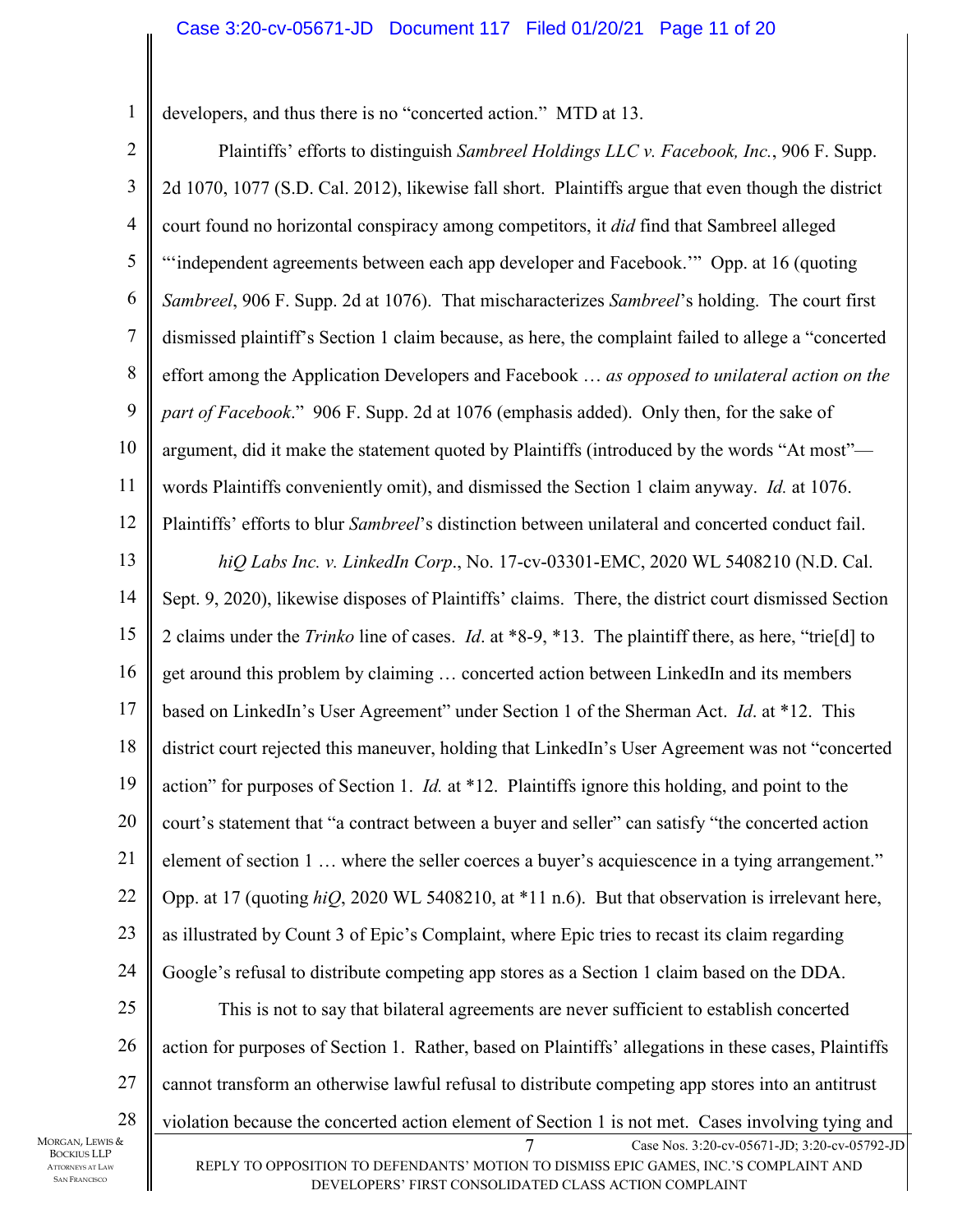developers, and thus there is no "concerted action." MTD at 13.

Plaintiffs' efforts to distinguish *Sambreel Holdings LLC v. Facebook, Inc.*, 906 F. Supp. 2d 1070, 1077 (S.D. Cal. 2012), likewise fall short. Plaintiffs argue that even though the district court found no horizontal conspiracy among competitors, it *did* find that Sambreel alleged "'independent agreements between each app developer and Facebook.'" Opp. at 16 (quoting *Sambreel*, 906 F. Supp. 2d at 1076). That mischaracterizes *Sambreel*'s holding. The court first dismissed plaintiff's Section 1 claim because, as here, the complaint failed to allege a "concerted effort among the Application Developers and Facebook … *as opposed to unilateral action on the part of Facebook*." 906 F. Supp. 2d at 1076 (emphasis added). Only then, for the sake of argument, did it make the statement quoted by Plaintiffs (introduced by the words "At most"—words Plaintiffs conveniently omit), and dismissed the Section 1 claim anyway. *Id.* at 1076. Plaintiffs' efforts to blur *Sambreel*'s distinction between unilateral and concerted conduct fail.

*hiQ Labs Inc. v. LinkedIn Corp*., No. 17-cv-03301-EMC, 2020 WL 5408210 (N.D. Cal. Sept. 9, 2020), likewise disposes of Plaintiffs' claims. There, the district court dismissed Section 2 claims under the *Trinko* line of cases. *Id*. at *8-9, *13. The plaintiff there, as here, "trie[d] to get around this problem by claiming … concerted action between LinkedIn and its members based on LinkedIn's User Agreement" under Section 1 of the Sherman Act. *Id*. at *12. This district court rejected this maneuver, holding that LinkedIn's User Agreement was not "concerted action" for purposes of Section 1. *Id.* at *12. Plaintiffs ignore this holding, and point to the court's statement that "a contract between a buyer and seller" can satisfy "the concerted action element of section 1 … where the seller coerces a buyer's acquiescence in a tying arrangement." Opp. at 17 (quoting *hiQ*, 2020 WL 5408210, at *11 n.6). But that observation is irrelevant here, as illustrated by Count 3 of Epic's Complaint, where Epic tries to recast its claim regarding Google's refusal to distribute competing app stores as a Section 1 claim based on the DDA.

This is not to say that bilateral agreements are never sufficient to establish concerted action for purposes of Section 1. Rather, based on Plaintiffs' allegations in these cases, Plaintiffs cannot transform an otherwise lawful refusal to distribute competing app stores into an antitrust violation because the concerted action element of Section 1 is not met. Cases involving tying and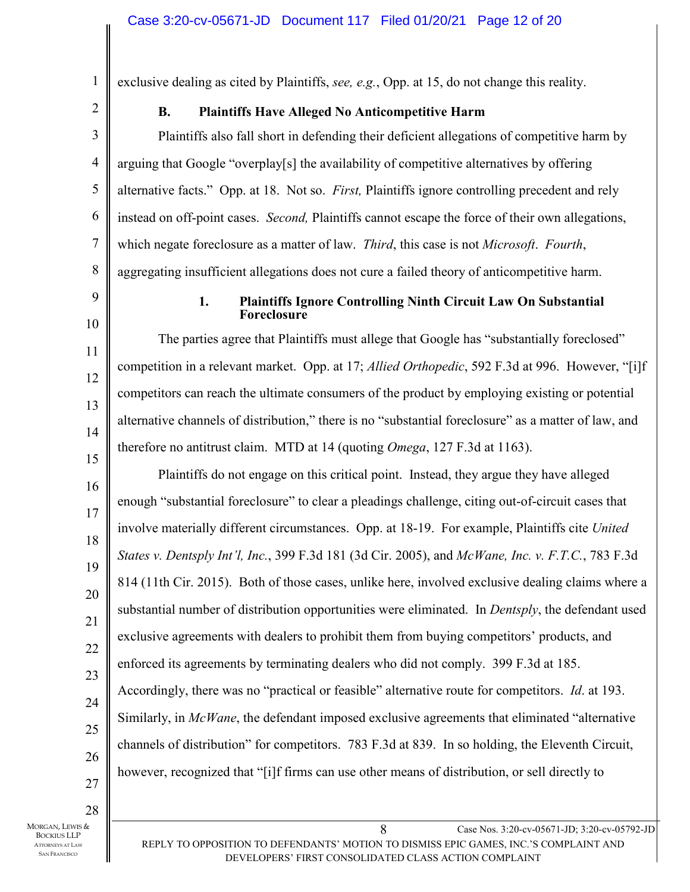exclusive dealing as cited by Plaintiffs, *see, e.g.*, Opp. at 15, do not change this reality.

### B. Plaintiffs Have Alleged No Anticompetitive Harm

Plaintiffs also fall short in defending their deficient allegations of competitive harm by arguing that Google "overplay[s] the availability of competitive alternatives by offering alternative facts." Opp. at 18. Not so. *First,* Plaintiffs ignore controlling precedent and rely instead on off-point cases. *Second,* Plaintiffs cannot escape the force of their own allegations, which negate foreclosure as a matter of law. *Third*, this case is not *Microsoft*. *Fourth*, aggregating insufficient allegations does not cure a failed theory of anticompetitive harm.

#### 1. Plaintiffs Ignore Controlling Ninth Circuit Law On Substantial Foreclosure

The parties agree that Plaintiffs must allege that Google has "substantially foreclosed" competition in a relevant market. Opp. at 17; *Allied Orthopedic*, 592 F.3d at 996. However, "[i]f competitors can reach the ultimate consumers of the product by employing existing or potential alternative channels of distribution," there is no "substantial foreclosure" as a matter of law, and therefore no antitrust claim. MTD at 14 (quoting *Omega*, 127 F.3d at 1163).

Plaintiffs do not engage on this critical point. Instead, they argue they have alleged enough "substantial foreclosure" to clear a pleadings challenge, citing out-of-circuit cases that involve materially different circumstances. Opp. at 18-19. For example, Plaintiffs cite *United States v. Dentsply Int'l, Inc.*, 399 F.3d 181 (3d Cir. 2005), and *McWane, Inc. v. F.T.C.*, 783 F.3d 814 (11th Cir. 2015). Both of those cases, unlike here, involved exclusive dealing claims where a substantial number of distribution opportunities were eliminated. In *Dentsply*, the defendant used exclusive agreements with dealers to prohibit them from buying competitors' products, and enforced its agreements by terminating dealers who did not comply. 399 F.3d at 185. Accordingly, there was no "practical or feasible" alternative route for competitors. *Id*. at 193. Similarly, in *McWane*, the defendant imposed exclusive agreements that eliminated "alternative channels of distribution" for competitors. 783 F.3d at 839. In so holding, the Eleventh Circuit, however, recognized that "[i]f firms can use other means of distribution, or sell directly to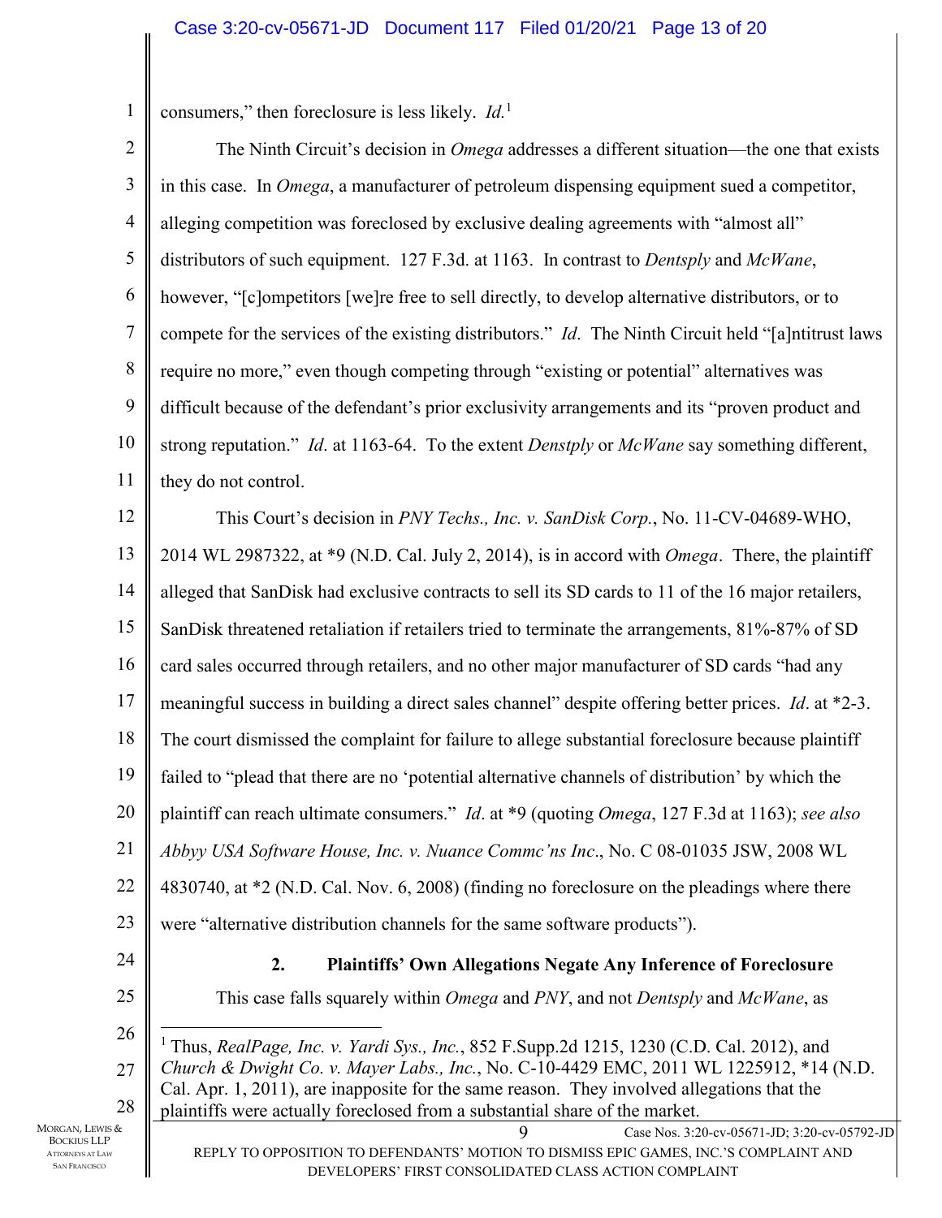consumers," then foreclosure is less likely. *Id.*[1]

The Ninth Circuit's decision in *Omega* addresses a different situation—the one that exists in this case. In *Omega*, a manufacturer of petroleum dispensing equipment sued a competitor, alleging competition was foreclosed by exclusive dealing agreements with "almost all" distributors of such equipment. 127 F.3d. at 1163. In contrast to *Dentsply* and *McWane*, however, "[c]ompetitors [we]re free to sell directly, to develop alternative distributors, or to compete for the services of the existing distributors." *Id*. The Ninth Circuit held "[a]ntitrust laws require no more," even though competing through "existing or potential" alternatives was difficult because of the defendant's prior exclusivity arrangements and its "proven product and strong reputation." *Id*. at 1163-64. To the extent *Denstply* or *McWane* say something different, they do not control.

This Court's decision in *PNY Techs., Inc. v. SanDisk Corp.*, No. 11-CV-04689-WHO, 2014 WL 2987322, at *9 (N.D. Cal. July 2, 2014), is in accord with *Omega*. There, the plaintiff alleged that SanDisk had exclusive contracts to sell its SD cards to 11 of the 16 major retailers, SanDisk threatened retaliation if retailers tried to terminate the arrangements, 81%-87% of SD card sales occurred through retailers, and no other major manufacturer of SD cards "had any meaningful success in building a direct sales channel" despite offering better prices. *Id*. at *2-3. The court dismissed the complaint for failure to allege substantial foreclosure because plaintiff failed to "plead that there are no 'potential alternative channels of distribution' by which the plaintiff can reach ultimate consumers." *Id*. at *9 (quoting *Omega*, 127 F.3d at 1163); *see also Abbyy USA Software House, Inc. v. Nuance Commc'ns Inc*., No. C 08-01035 JSW, 2008 WL 4830740, at *2 (N.D. Cal. Nov. 6, 2008) (finding no foreclosure on the pleadings where there were "alternative distribution channels for the same software products").

### 2. Plaintiffs' Own Allegations Negate Any Inference of Foreclosure

This case falls squarely within *Omega* and *PNY*, and not *Dentsply* and *McWane*, as

---

[1] Thus, *RealPage, Inc. v. Yardi Sys., Inc.*, 852 F.Supp.2d 1215, 1230 (C.D. Cal. 2012), and *Church & Dwight Co. v. Mayer Labs., Inc.*, No. C-10-4429 EMC, 2011 WL 1225912, *14 (N.D. Cal. Apr. 1, 2011), are inapposite for the same reason. They involved allegations that the plaintiffs were actually foreclosed from a substantial share of the market.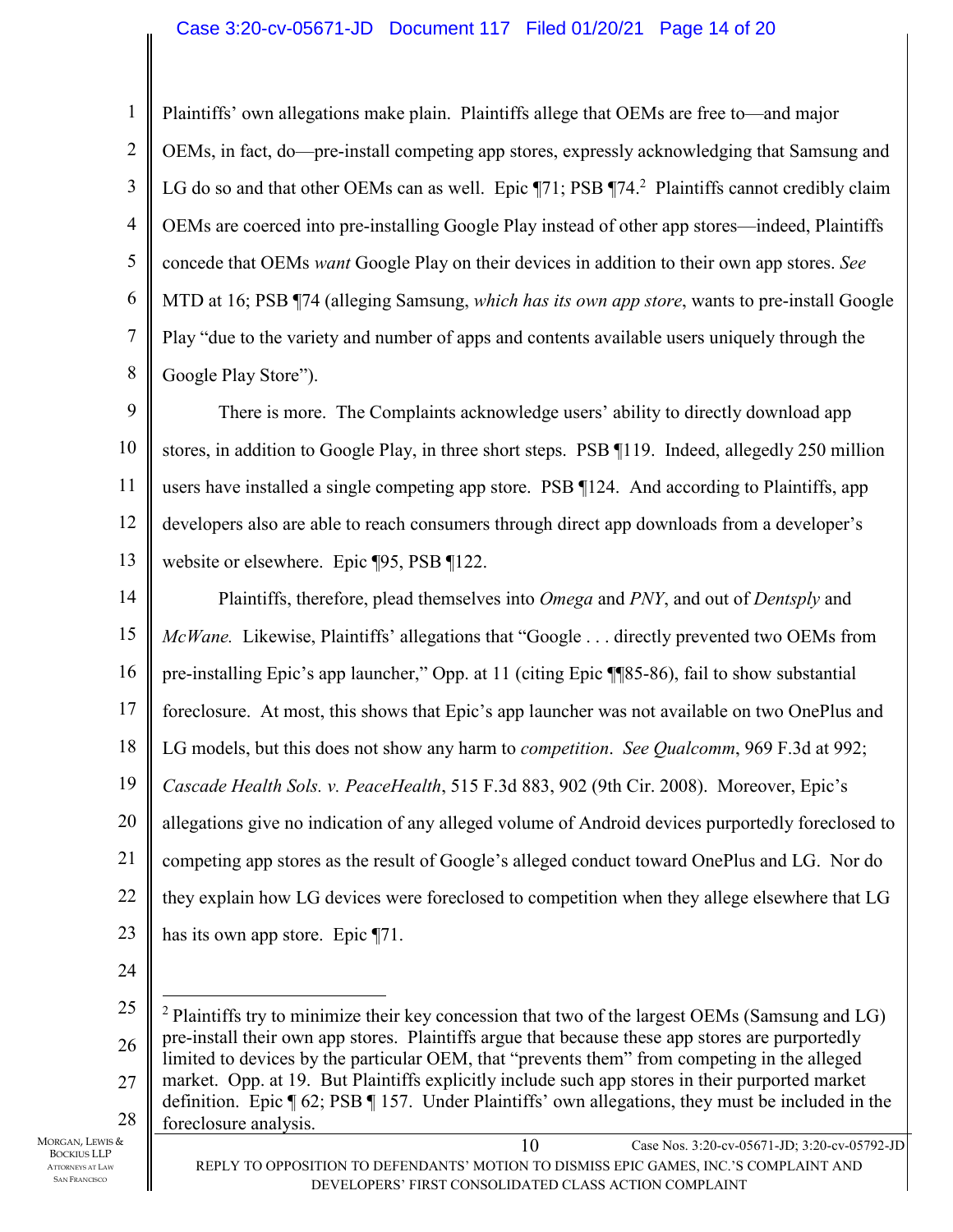Plaintiffs' own allegations make plain. Plaintiffs allege that OEMs are free to—and major OEMs, in fact, do—pre-install competing app stores, expressly acknowledging that Samsung and LG do so and that other OEMs can as well. Epic ¶71; PSB ¶74.[2] Plaintiffs cannot credibly claim OEMs are coerced into pre-installing Google Play instead of other app stores—indeed, Plaintiffs concede that OEMs *want* Google Play on their devices in addition to their own app stores. *See* MTD at 16; PSB ¶74 (alleging Samsung, *which has its own app store*, wants to pre-install Google Play "due to the variety and number of apps and contents available users uniquely through the Google Play Store").

There is more. The Complaints acknowledge users' ability to directly download app stores, in addition to Google Play, in three short steps. PSB ¶119. Indeed, allegedly 250 million users have installed a single competing app store. PSB ¶124. And according to Plaintiffs, app developers also are able to reach consumers through direct app downloads from a developer's website or elsewhere. Epic ¶95, PSB ¶122.

Plaintiffs, therefore, plead themselves into *Omega* and *PNY*, and out of *Dentsply* and *McWane.* Likewise, Plaintiffs' allegations that "Google . . . directly prevented two OEMs from pre-installing Epic's app launcher," Opp. at 11 (citing Epic ¶¶85-86), fail to show substantial foreclosure. At most, this shows that Epic's app launcher was not available on two OnePlus and LG models, but this does not show any harm to *competition*. *See Qualcomm*, 969 F.3d at 992; *Cascade Health Sols. v. PeaceHealth*, 515 F.3d 883, 902 (9th Cir. 2008). Moreover, Epic's allegations give no indication of any alleged volume of Android devices purportedly foreclosed to competing app stores as the result of Google's alleged conduct toward OnePlus and LG. Nor do they explain how LG devices were foreclosed to competition when they allege elsewhere that LG has its own app store. Epic ¶71.

---

[2] Plaintiffs try to minimize their key concession that two of the largest OEMs (Samsung and LG) pre-install their own app stores. Plaintiffs argue that because these app stores are purportedly limited to devices by the particular OEM, that "prevents them" from competing in the alleged market. Opp. at 19. But Plaintiffs explicitly include such app stores in their purported market definition. Epic ¶ 62; PSB ¶ 157. Under Plaintiffs' own allegations, they must be included in the foreclosure analysis.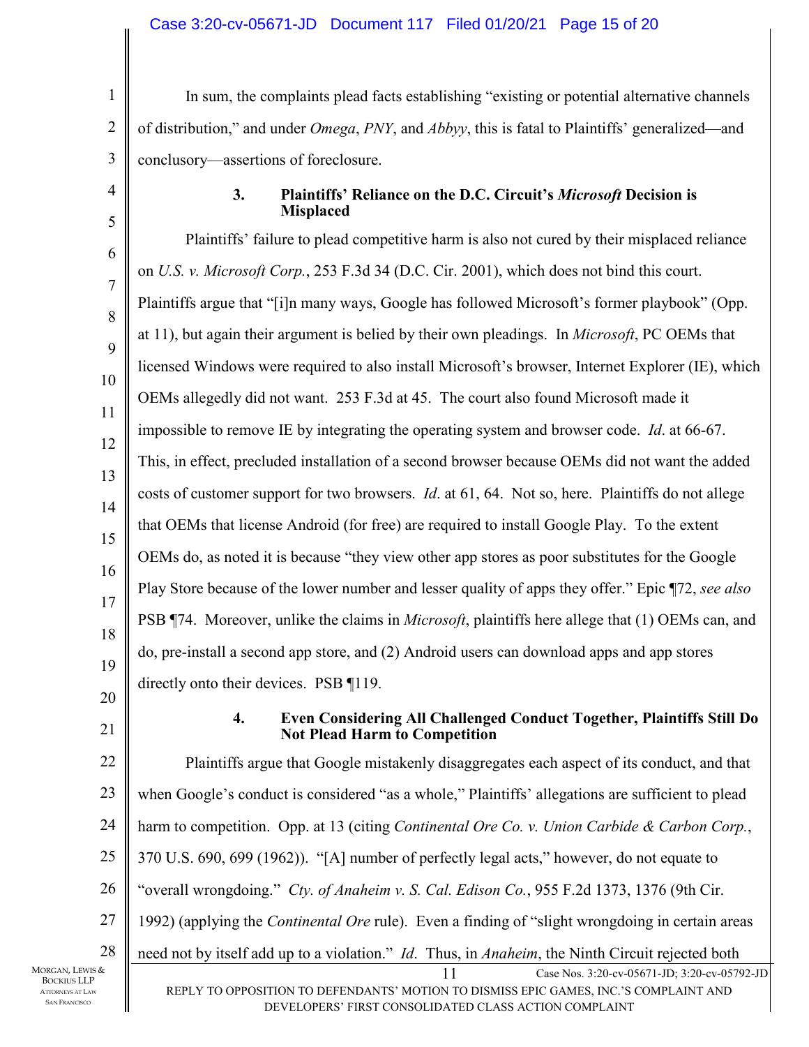In sum, the complaints plead facts establishing "existing or potential alternative channels of distribution," and under *Omega*, *PNY*, and *Abbyy*, this is fatal to Plaintiffs' generalized—and conclusory—assertions of foreclosure.

### 3. Plaintiffs' Reliance on the D.C. Circuit's *Microsoft* Decision is Misplaced

Plaintiffs' failure to plead competitive harm is also not cured by their misplaced reliance on *U.S. v. Microsoft Corp.*, 253 F.3d 34 (D.C. Cir. 2001), which does not bind this court. Plaintiffs argue that "[i]n many ways, Google has followed Microsoft's former playbook" (Opp. at 11), but again their argument is belied by their own pleadings. In *Microsoft*, PC OEMs that licensed Windows were required to also install Microsoft's browser, Internet Explorer (IE), which OEMs allegedly did not want. 253 F.3d at 45. The court also found Microsoft made it impossible to remove IE by integrating the operating system and browser code. *Id*. at 66-67. This, in effect, precluded installation of a second browser because OEMs did not want the added costs of customer support for two browsers. *Id*. at 61, 64. Not so, here. Plaintiffs do not allege that OEMs that license Android (for free) are required to install Google Play. To the extent OEMs do, as noted it is because "they view other app stores as poor substitutes for the Google Play Store because of the lower number and lesser quality of apps they offer." Epic ¶72, *see also* PSB ¶74. Moreover, unlike the claims in *Microsoft*, plaintiffs here allege that (1) OEMs can, and do, pre-install a second app store, and (2) Android users can download apps and app stores directly onto their devices. PSB ¶119.

### 4. Even Considering All Challenged Conduct Together, Plaintiffs Still Do Not Plead Harm to Competition

Plaintiffs argue that Google mistakenly disaggregates each aspect of its conduct, and that when Google's conduct is considered "as a whole," Plaintiffs' allegations are sufficient to plead harm to competition. Opp. at 13 (citing *Continental Ore Co. v. Union Carbide & Carbon Corp.*, 370 U.S. 690, 699 (1962)). "[A] number of perfectly legal acts," however, do not equate to "overall wrongdoing." *Cty. of Anaheim v. S. Cal. Edison Co.*, 955 F.2d 1373, 1376 (9th Cir. 1992) (applying the *Continental Ore* rule). Even a finding of "slight wrongdoing in certain areas need not by itself add up to a violation." *Id*. Thus, in *Anaheim*, the Ninth Circuit rejected both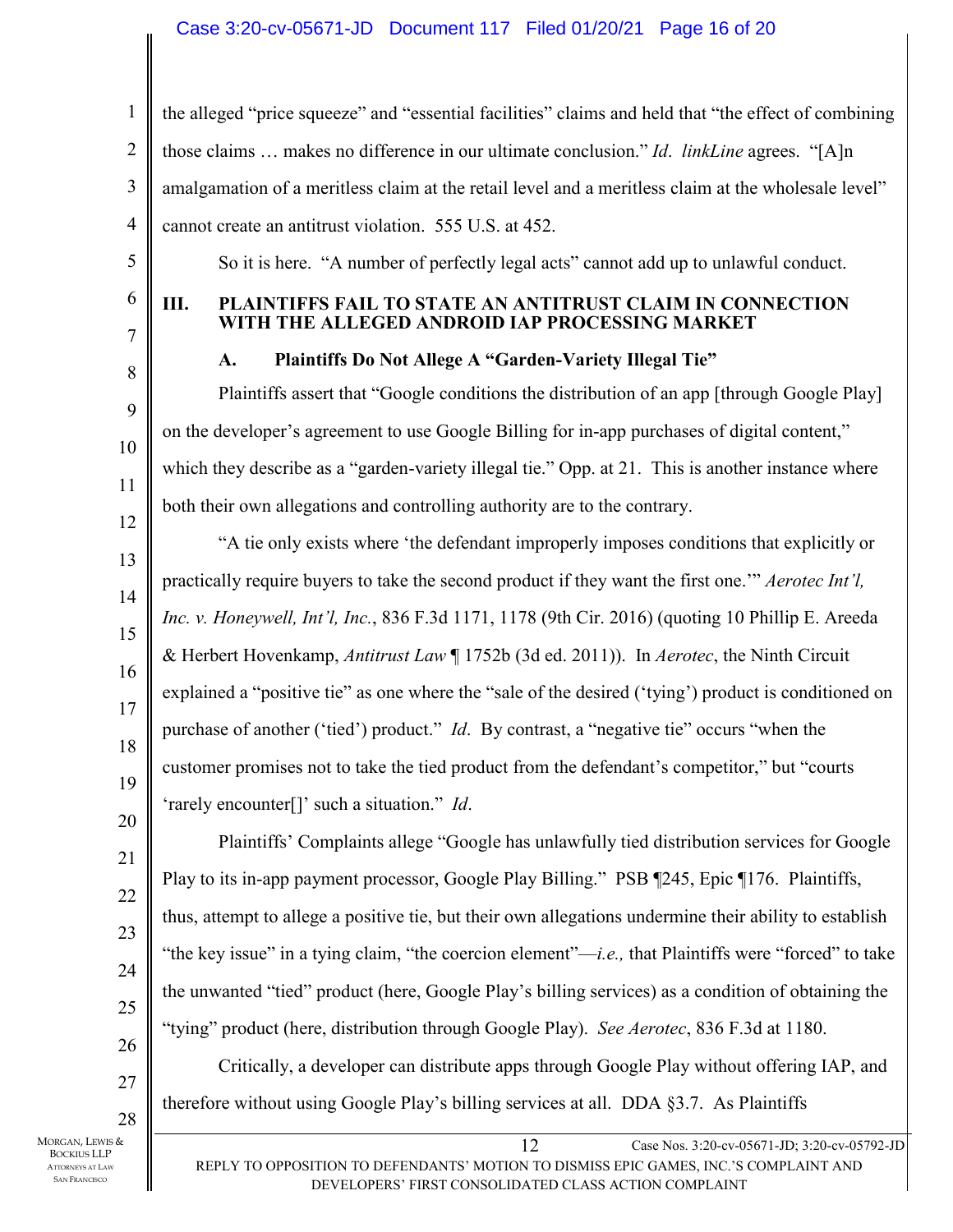the alleged "price squeeze" and "essential facilities" claims and held that "the effect of combining those claims … makes no difference in our ultimate conclusion." *Id*. *linkLine* agrees. "[A]n amalgamation of a meritless claim at the retail level and a meritless claim at the wholesale level" cannot create an antitrust violation. 555 U.S. at 452.

So it is here. "A number of perfectly legal acts" cannot add up to unlawful conduct.

## III. PLAINTIFFS FAIL TO STATE AN ANTITRUST CLAIM IN CONNECTION WITH THE ALLEGED ANDROID IAP PROCESSING MARKET

### A. Plaintiffs Do Not Allege A "Garden-Variety Illegal Tie"

Plaintiffs assert that "Google conditions the distribution of an app [through Google Play] on the developer's agreement to use Google Billing for in-app purchases of digital content," which they describe as a "garden-variety illegal tie." Opp. at 21. This is another instance where both their own allegations and controlling authority are to the contrary.

"A tie only exists where 'the defendant improperly imposes conditions that explicitly or practically require buyers to take the second product if they want the first one.'" *Aerotec Int'l, Inc. v. Honeywell, Int'l, Inc.*, 836 F.3d 1171, 1178 (9th Cir. 2016) (quoting 10 Phillip E. Areeda & Herbert Hovenkamp, *Antitrust Law* ¶ 1752b (3d ed. 2011)). In *Aerotec*, the Ninth Circuit explained a "positive tie" as one where the "sale of the desired ('tying') product is conditioned on purchase of another ('tied') product." *Id*. By contrast, a "negative tie" occurs "when the customer promises not to take the tied product from the defendant's competitor," but "courts 'rarely encounter[]' such a situation." *Id*.

Plaintiffs' Complaints allege "Google has unlawfully tied distribution services for Google Play to its in-app payment processor, Google Play Billing." PSB ¶245, Epic ¶176. Plaintiffs, thus, attempt to allege a positive tie, but their own allegations undermine their ability to establish "the key issue" in a tying claim, "the coercion element"—*i.e.,* that Plaintiffs were "forced" to take the unwanted "tied" product (here, Google Play's billing services) as a condition of obtaining the "tying" product (here, distribution through Google Play). *See Aerotec*, 836 F.3d at 1180.

Critically, a developer can distribute apps through Google Play without offering IAP, and therefore without using Google Play's billing services at all. DDA §3.7. As Plaintiffs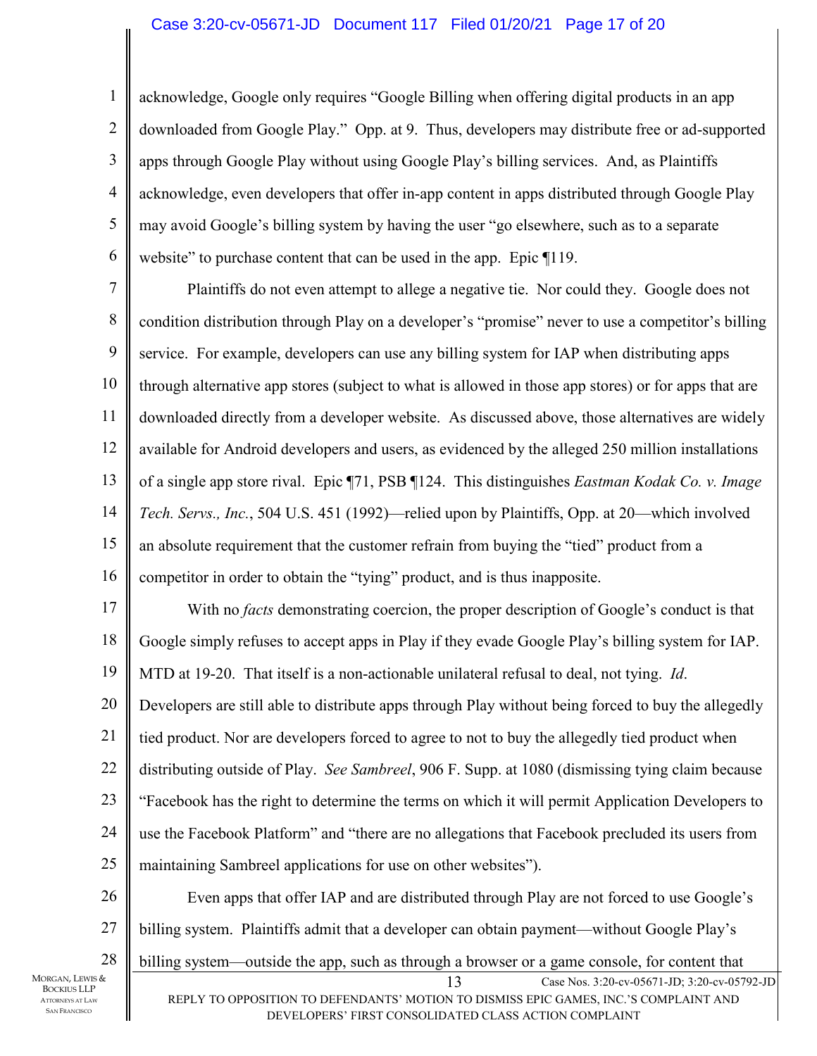acknowledge, Google only requires "Google Billing when offering digital products in an app downloaded from Google Play." Opp. at 9. Thus, developers may distribute free or ad-supported apps through Google Play without using Google Play's billing services. And, as Plaintiffs acknowledge, even developers that offer in-app content in apps distributed through Google Play may avoid Google's billing system by having the user "go elsewhere, such as to a separate website" to purchase content that can be used in the app. Epic ¶119.

Plaintiffs do not even attempt to allege a negative tie. Nor could they. Google does not condition distribution through Play on a developer's "promise" never to use a competitor's billing service. For example, developers can use any billing system for IAP when distributing apps through alternative app stores (subject to what is allowed in those app stores) or for apps that are downloaded directly from a developer website. As discussed above, those alternatives are widely available for Android developers and users, as evidenced by the alleged 250 million installations of a single app store rival. Epic ¶71, PSB ¶124. This distinguishes *Eastman Kodak Co. v. Image Tech. Servs., Inc.*, 504 U.S. 451 (1992)—relied upon by Plaintiffs, Opp. at 20—which involved an absolute requirement that the customer refrain from buying the "tied" product from a competitor in order to obtain the "tying" product, and is thus inapposite.

With no *facts* demonstrating coercion, the proper description of Google's conduct is that Google simply refuses to accept apps in Play if they evade Google Play's billing system for IAP. MTD at 19-20. That itself is a non-actionable unilateral refusal to deal, not tying. *Id*. Developers are still able to distribute apps through Play without being forced to buy the allegedly tied product. Nor are developers forced to agree to not to buy the allegedly tied product when distributing outside of Play. *See Sambreel*, 906 F. Supp. at 1080 (dismissing tying claim because "Facebook has the right to determine the terms on which it will permit Application Developers to use the Facebook Platform" and "there are no allegations that Facebook precluded its users from maintaining Sambreel applications for use on other websites").

Even apps that offer IAP and are distributed through Play are not forced to use Google's billing system. Plaintiffs admit that a developer can obtain payment—without Google Play's billing system—outside the app, such as through a browser or a game console, for content that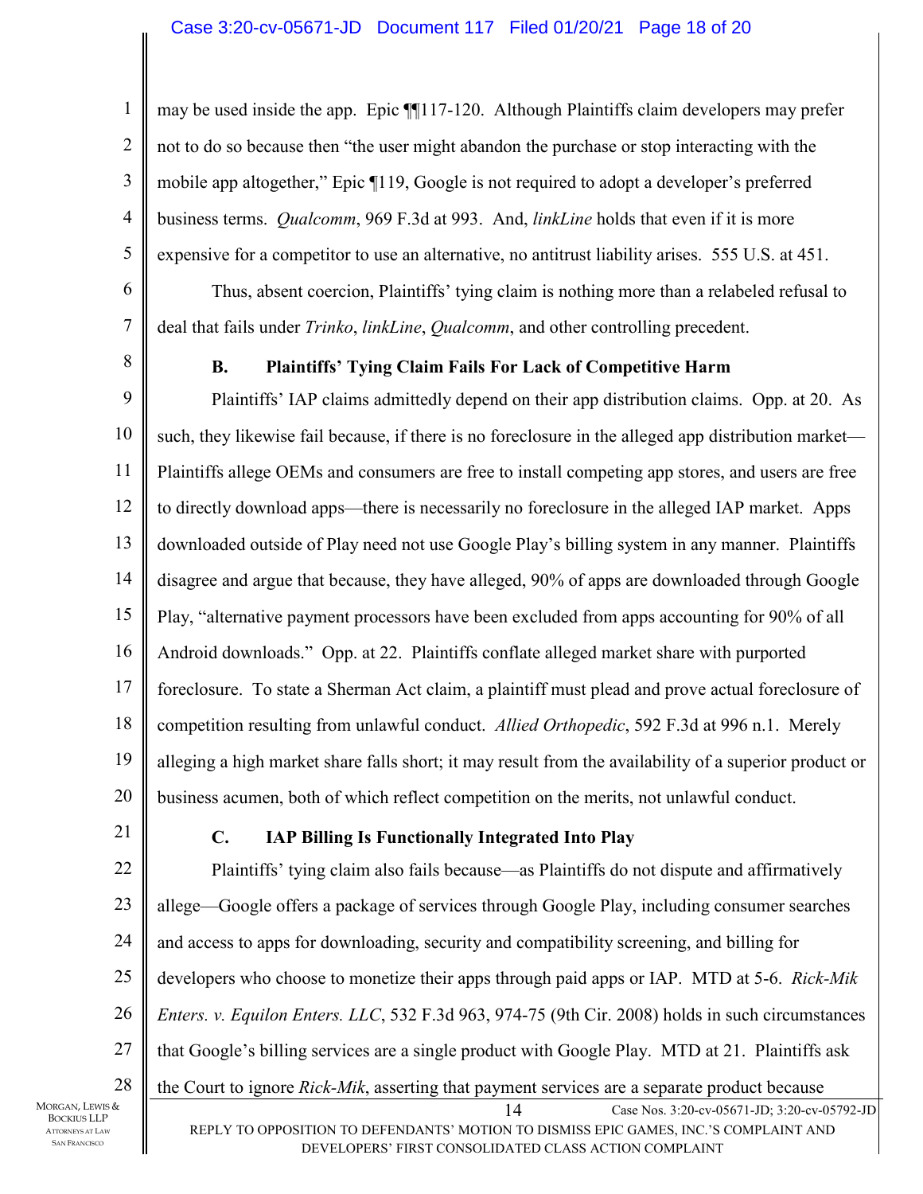may be used inside the app. Epic ¶¶117-120. Although Plaintiffs claim developers may prefer not to do so because then "the user might abandon the purchase or stop interacting with the mobile app altogether," Epic ¶119, Google is not required to adopt a developer's preferred business terms. *Qualcomm*, 969 F.3d at 993. And, *linkLine* holds that even if it is more expensive for a competitor to use an alternative, no antitrust liability arises. 555 U.S. at 451.

Thus, absent coercion, Plaintiffs' tying claim is nothing more than a relabeled refusal to deal that fails under *Trinko*, *linkLine*, *Qualcomm*, and other controlling precedent.

### B. Plaintiffs' Tying Claim Fails For Lack of Competitive Harm

Plaintiffs' IAP claims admittedly depend on their app distribution claims. Opp. at 20. As such, they likewise fail because, if there is no foreclosure in the alleged app distribution market—Plaintiffs allege OEMs and consumers are free to install competing app stores, and users are free to directly download apps—there is necessarily no foreclosure in the alleged IAP market. Apps downloaded outside of Play need not use Google Play's billing system in any manner. Plaintiffs disagree and argue that because, they have alleged, 90% of apps are downloaded through Google Play, "alternative payment processors have been excluded from apps accounting for 90% of all Android downloads." Opp. at 22. Plaintiffs conflate alleged market share with purported foreclosure. To state a Sherman Act claim, a plaintiff must plead and prove actual foreclosure of competition resulting from unlawful conduct. *Allied Orthopedic*, 592 F.3d at 996 n.1. Merely alleging a high market share falls short; it may result from the availability of a superior product or business acumen, both of which reflect competition on the merits, not unlawful conduct.

### C. IAP Billing Is Functionally Integrated Into Play

Plaintiffs' tying claim also fails because—as Plaintiffs do not dispute and affirmatively allege—Google offers a package of services through Google Play, including consumer searches and access to apps for downloading, security and compatibility screening, and billing for developers who choose to monetize their apps through paid apps or IAP. MTD at 5-6. *Rick-Mik Enters. v. Equilon Enters. LLC*, 532 F.3d 963, 974-75 (9th Cir. 2008) holds in such circumstances that Google's billing services are a single product with Google Play. MTD at 21. Plaintiffs ask the Court to ignore *Rick-Mik*, asserting that payment services are a separate product because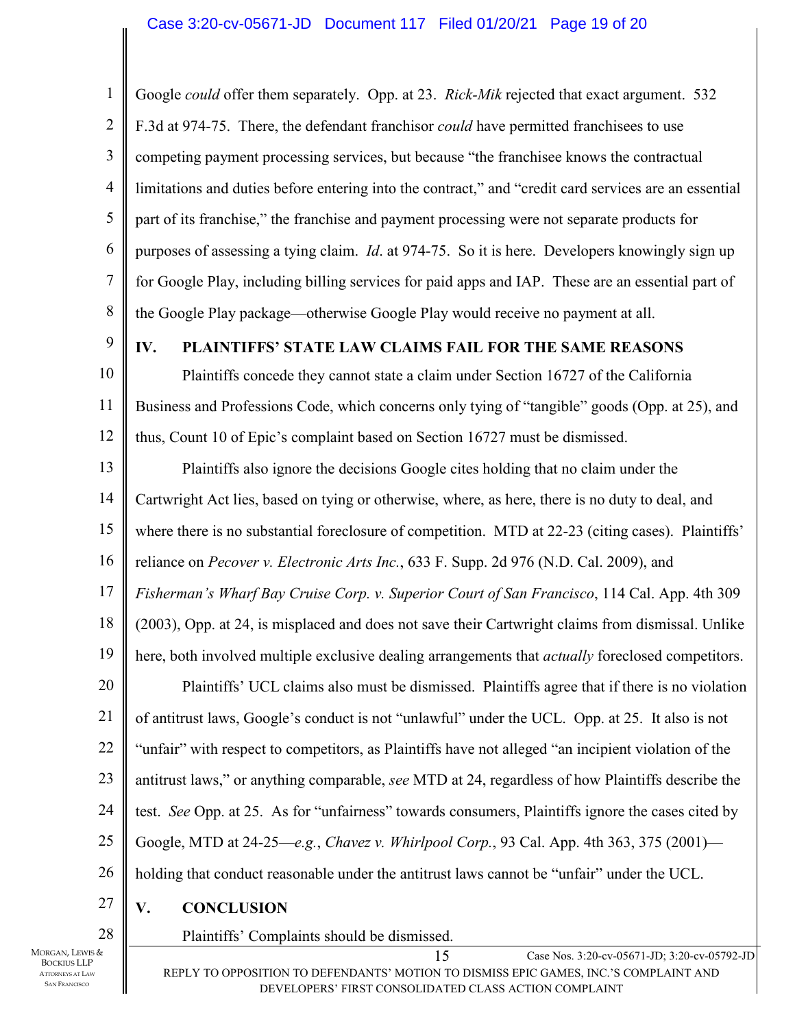Google *could* offer them separately. Opp. at 23. *Rick-Mik* rejected that exact argument. 532 F.3d at 974-75. There, the defendant franchisor *could* have permitted franchisees to use competing payment processing services, but because "the franchisee knows the contractual limitations and duties before entering into the contract," and "credit card services are an essential part of its franchise," the franchise and payment processing were not separate products for purposes of assessing a tying claim. *Id*. at 974-75. So it is here. Developers knowingly sign up for Google Play, including billing services for paid apps and IAP. These are an essential part of the Google Play package—otherwise Google Play would receive no payment at all.

## IV. PLAINTIFFS' STATE LAW CLAIMS FAIL FOR THE SAME REASONS

Plaintiffs concede they cannot state a claim under Section 16727 of the California Business and Professions Code, which concerns only tying of "tangible" goods (Opp. at 25), and thus, Count 10 of Epic's complaint based on Section 16727 must be dismissed.

Plaintiffs also ignore the decisions Google cites holding that no claim under the Cartwright Act lies, based on tying or otherwise, where, as here, there is no duty to deal, and where there is no substantial foreclosure of competition. MTD at 22-23 (citing cases). Plaintiffs' reliance on *Pecover v. Electronic Arts Inc.*, 633 F. Supp. 2d 976 (N.D. Cal. 2009), and *Fisherman's Wharf Bay Cruise Corp. v. Superior Court of San Francisco*, 114 Cal. App. 4th 309 (2003), Opp. at 24, is misplaced and does not save their Cartwright claims from dismissal. Unlike here, both involved multiple exclusive dealing arrangements that *actually* foreclosed competitors.

Plaintiffs' UCL claims also must be dismissed. Plaintiffs agree that if there is no violation of antitrust laws, Google's conduct is not "unlawful" under the UCL. Opp. at 25. It also is not "unfair" with respect to competitors, as Plaintiffs have not alleged "an incipient violation of the antitrust laws," or anything comparable, *see* MTD at 24, regardless of how Plaintiffs describe the test. *See* Opp. at 25. As for "unfairness" towards consumers, Plaintiffs ignore the cases cited by Google, MTD at 24-25—*e.g.*, *Chavez v. Whirlpool Corp.*, 93 Cal. App. 4th 363, 375 (2001)—holding that conduct reasonable under the antitrust laws cannot be "unfair" under the UCL.

## V. CONCLUSION

Plaintiffs' Complaints should be dismissed.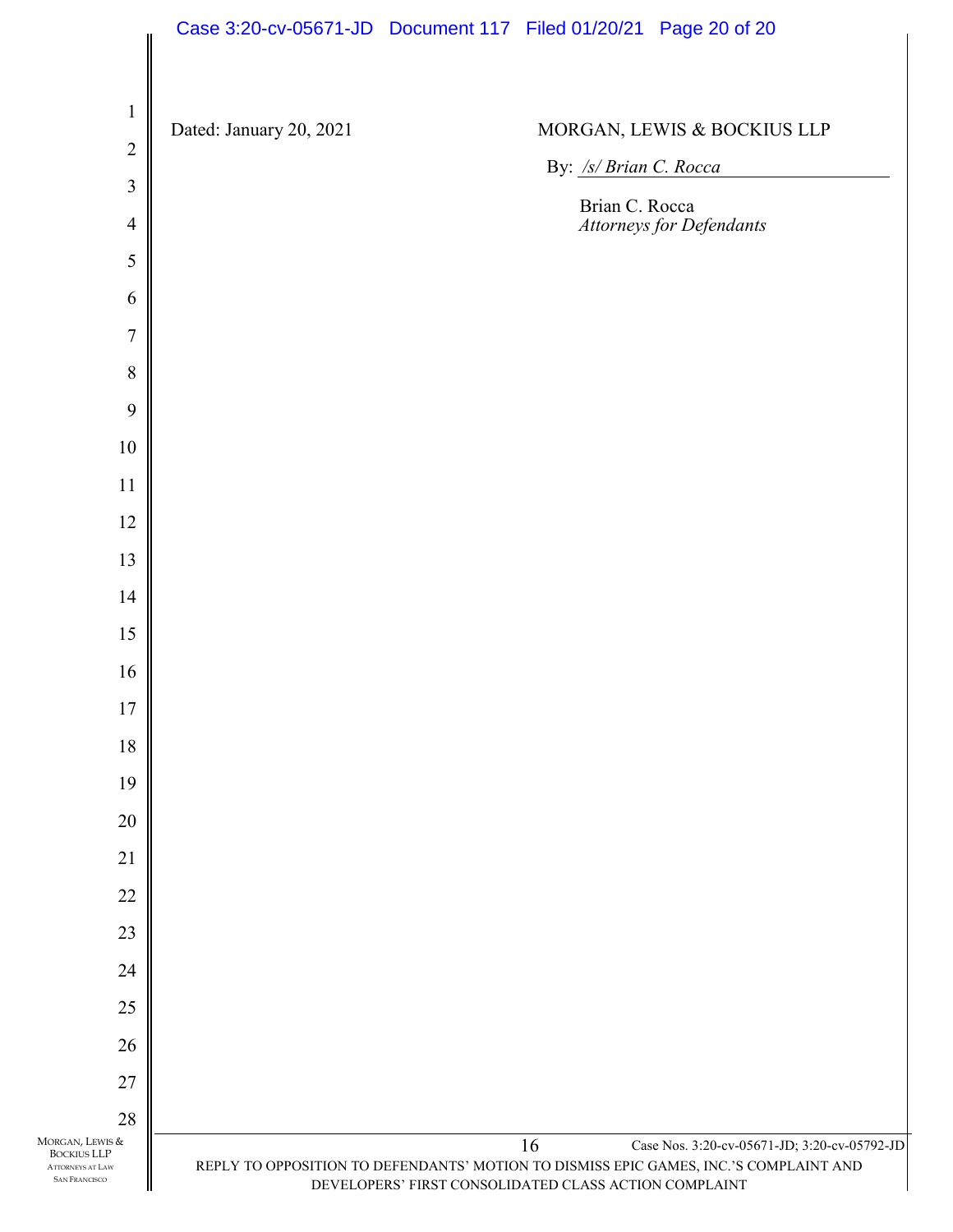Dated: January 20, 2021

MORGAN, LEWIS & BOCKIUS LLP

By: */s/ Brian C. Rocca*

Brian C. Rocca
*Attorneys for Defendants*